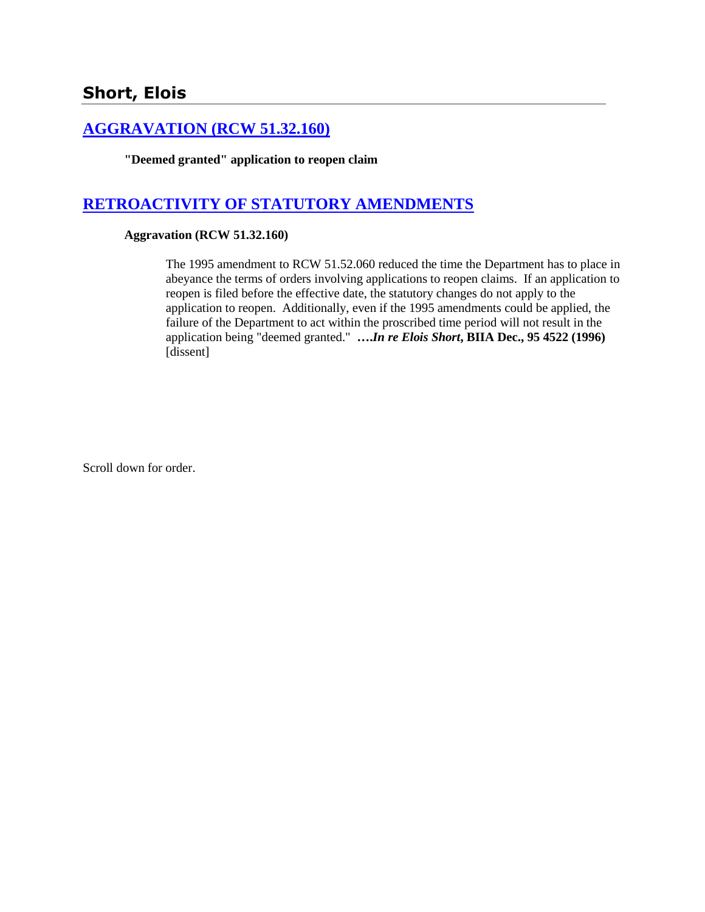## Short, Elois

### [AGGRAVATION (RCW 51.32.160)](#)

**"Deemed granted" application to reopen claim**

### [RETROACTIVITY OF STATUTORY AMENDMENTS](#)

**Aggravation (RCW 51.32.160)**

The 1995 amendment to RCW 51.52.060 reduced the time the Department has to place in abeyance the terms of orders involving applications to reopen claims. If an application to reopen is filed before the effective date, the statutory changes do not apply to the application to reopen. Additionally, even if the 1995 amendments could be applied, the failure of the Department to act within the proscribed time period will not result in the application being "deemed granted." ****….In re Elois Short*, BIIA Dec., 95 4522 (1996)** [dissent]

Scroll down for order.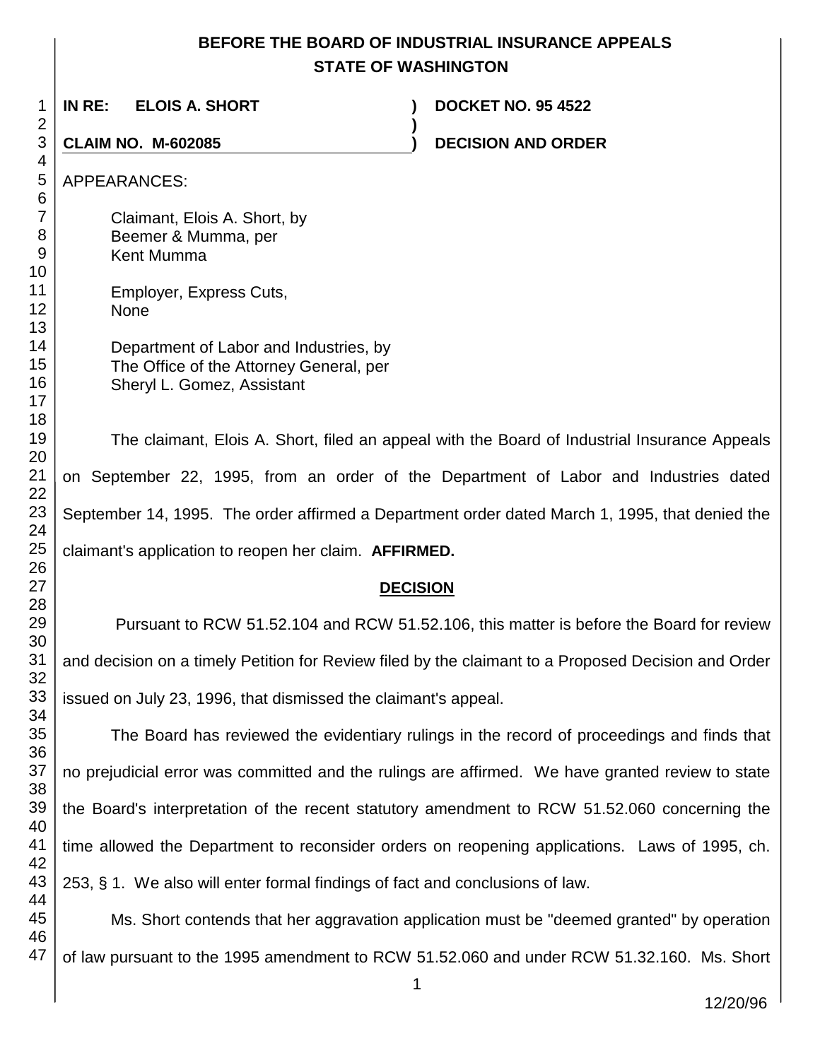**BEFORE THE BOARD OF INDUSTRIAL INSURANCE APPEALS**
**STATE OF WASHINGTON**

| | | |
|---|---|---|
| **IN RE: ELOIS A. SHORT** | **)** | **DOCKET NO. 95 4522** |
| | **)** | |
| **CLAIM NO. M-602085** | **)** | **DECISION AND ORDER** |

APPEARANCES:

Claimant, Elois A. Short, by
Beemer & Mumma, per
Kent Mumma

Employer, Express Cuts,
None

Department of Labor and Industries, by
The Office of the Attorney General, per
Sheryl L. Gomez, Assistant

The claimant, Elois A. Short, filed an appeal with the Board of Industrial Insurance Appeals on September 22, 1995, from an order of the Department of Labor and Industries dated September 14, 1995. The order affirmed a Department order dated March 1, 1995, that denied the claimant's application to reopen her claim. **AFFIRMED.**

## DECISION

Pursuant to RCW 51.52.104 and RCW 51.52.106, this matter is before the Board for review and decision on a timely Petition for Review filed by the claimant to a Proposed Decision and Order issued on July 23, 1996, that dismissed the claimant's appeal.

The Board has reviewed the evidentiary rulings in the record of proceedings and finds that no prejudicial error was committed and the rulings are affirmed. We have granted review to state the Board's interpretation of the recent statutory amendment to RCW 51.52.060 concerning the time allowed the Department to reconsider orders on reopening applications. Laws of 1995, ch. 253, § 1. We also will enter formal findings of fact and conclusions of law.

Ms. Short contends that her aggravation application must be "deemed granted" by operation of law pursuant to the 1995 amendment to RCW 51.52.060 and under RCW 51.32.160. Ms. Short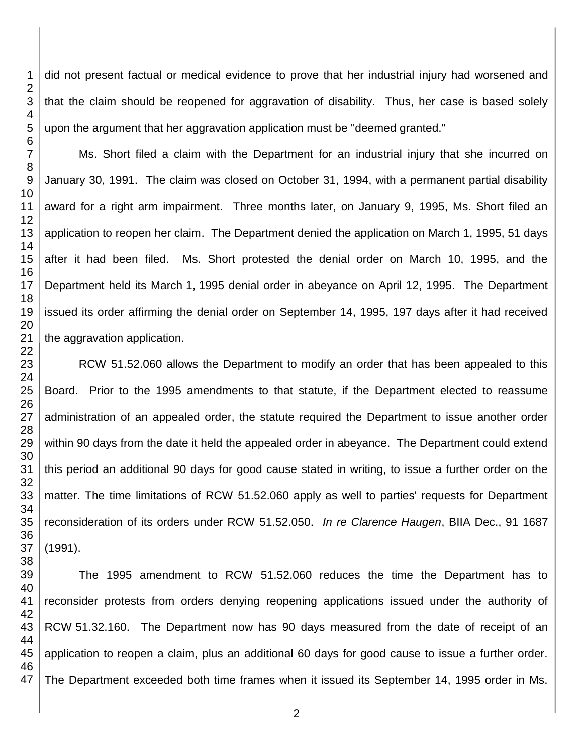did not present factual or medical evidence to prove that her industrial injury had worsened and that the claim should be reopened for aggravation of disability. Thus, her case is based solely upon the argument that her aggravation application must be "deemed granted."

Ms. Short filed a claim with the Department for an industrial injury that she incurred on January 30, 1991. The claim was closed on October 31, 1994, with a permanent partial disability award for a right arm impairment. Three months later, on January 9, 1995, Ms. Short filed an application to reopen her claim. The Department denied the application on March 1, 1995, 51 days after it had been filed. Ms. Short protested the denial order on March 10, 1995, and the Department held its March 1, 1995 denial order in abeyance on April 12, 1995. The Department issued its order affirming the denial order on September 14, 1995, 197 days after it had received the aggravation application.

RCW 51.52.060 allows the Department to modify an order that has been appealed to this Board. Prior to the 1995 amendments to that statute, if the Department elected to reassume administration of an appealed order, the statute required the Department to issue another order within 90 days from the date it held the appealed order in abeyance. The Department could extend this period an additional 90 days for good cause stated in writing, to issue a further order on the matter. The time limitations of RCW 51.52.060 apply as well to parties' requests for Department reconsideration of its orders under RCW 51.52.050. *In re Clarence Haugen*, BIIA Dec., 91 1687 (1991).

The 1995 amendment to RCW 51.52.060 reduces the time the Department has to reconsider protests from orders denying reopening applications issued under the authority of RCW 51.32.160. The Department now has 90 days measured from the date of receipt of an application to reopen a claim, plus an additional 60 days for good cause to issue a further order. The Department exceeded both time frames when it issued its September 14, 1995 order in Ms.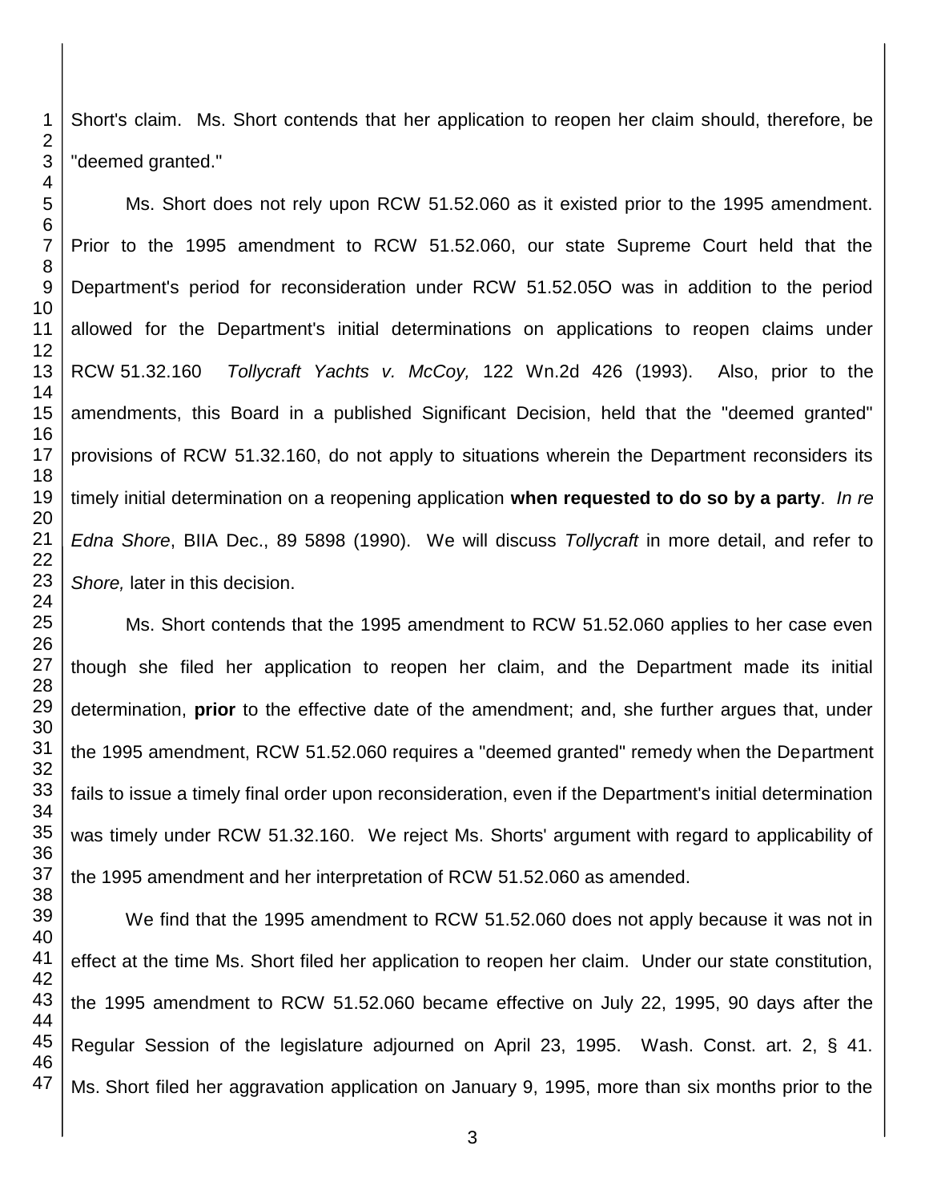Short's claim. Ms. Short contends that her application to reopen her claim should, therefore, be "deemed granted."

Ms. Short does not rely upon RCW 51.52.060 as it existed prior to the 1995 amendment. Prior to the 1995 amendment to RCW 51.52.060, our state Supreme Court held that the Department's period for reconsideration under RCW 51.52.05O was in addition to the period allowed for the Department's initial determinations on applications to reopen claims under RCW 51.32.160 *Tollycraft Yachts v. McCoy,* 122 Wn.2d 426 (1993). Also, prior to the amendments, this Board in a published Significant Decision, held that the "deemed granted" provisions of RCW 51.32.160, do not apply to situations wherein the Department reconsiders its timely initial determination on a reopening application **when requested to do so by a party**. *In re Edna Shore*, BIIA Dec., 89 5898 (1990). We will discuss *Tollycraft* in more detail, and refer to *Shore,* later in this decision.

Ms. Short contends that the 1995 amendment to RCW 51.52.060 applies to her case even though she filed her application to reopen her claim, and the Department made its initial determination, **prior** to the effective date of the amendment; and, she further argues that, under the 1995 amendment, RCW 51.52.060 requires a "deemed granted" remedy when the Department fails to issue a timely final order upon reconsideration, even if the Department's initial determination was timely under RCW 51.32.160. We reject Ms. Shorts' argument with regard to applicability of the 1995 amendment and her interpretation of RCW 51.52.060 as amended.

We find that the 1995 amendment to RCW 51.52.060 does not apply because it was not in effect at the time Ms. Short filed her application to reopen her claim. Under our state constitution, the 1995 amendment to RCW 51.52.060 became effective on July 22, 1995, 90 days after the Regular Session of the legislature adjourned on April 23, 1995. Wash. Const. art. 2, § 41. Ms. Short filed her aggravation application on January 9, 1995, more than six months prior to the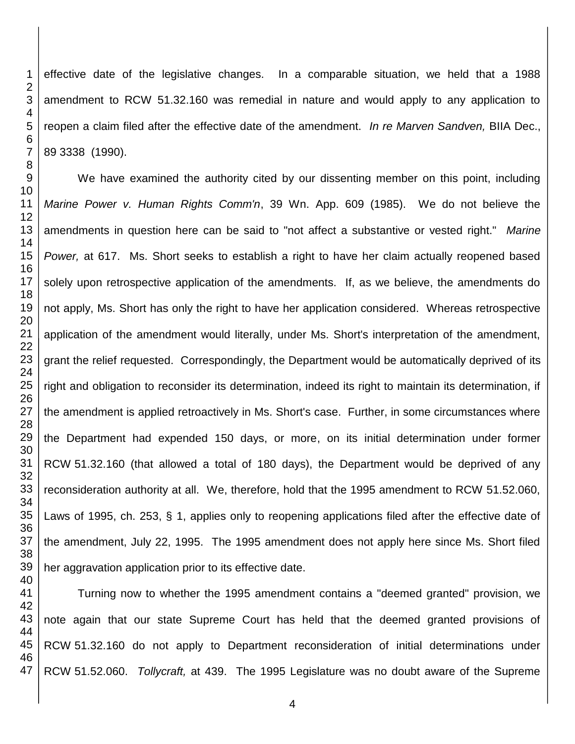effective date of the legislative changes. In a comparable situation, we held that a 1988 amendment to RCW 51.32.160 was remedial in nature and would apply to any application to reopen a claim filed after the effective date of the amendment. *In re Marven Sandven,* BIIA Dec., 89 3338 (1990).

We have examined the authority cited by our dissenting member on this point, including *Marine Power v. Human Rights Comm'n*, 39 Wn. App. 609 (1985). We do not believe the amendments in question here can be said to "not affect a substantive or vested right." *Marine Power,* at 617. Ms. Short seeks to establish a right to have her claim actually reopened based solely upon retrospective application of the amendments. If, as we believe, the amendments do not apply, Ms. Short has only the right to have her application considered. Whereas retrospective application of the amendment would literally, under Ms. Short's interpretation of the amendment, grant the relief requested. Correspondingly, the Department would be automatically deprived of its right and obligation to reconsider its determination, indeed its right to maintain its determination, if the amendment is applied retroactively in Ms. Short's case. Further, in some circumstances where the Department had expended 150 days, or more, on its initial determination under former RCW 51.32.160 (that allowed a total of 180 days), the Department would be deprived of any reconsideration authority at all. We, therefore, hold that the 1995 amendment to RCW 51.52.060, Laws of 1995, ch. 253, § 1, applies only to reopening applications filed after the effective date of the amendment, July 22, 1995. The 1995 amendment does not apply here since Ms. Short filed her aggravation application prior to its effective date.

Turning now to whether the 1995 amendment contains a "deemed granted" provision, we note again that our state Supreme Court has held that the deemed granted provisions of RCW 51.32.160 do not apply to Department reconsideration of initial determinations under RCW 51.52.060. *Tollycraft,* at 439. The 1995 Legislature was no doubt aware of the Supreme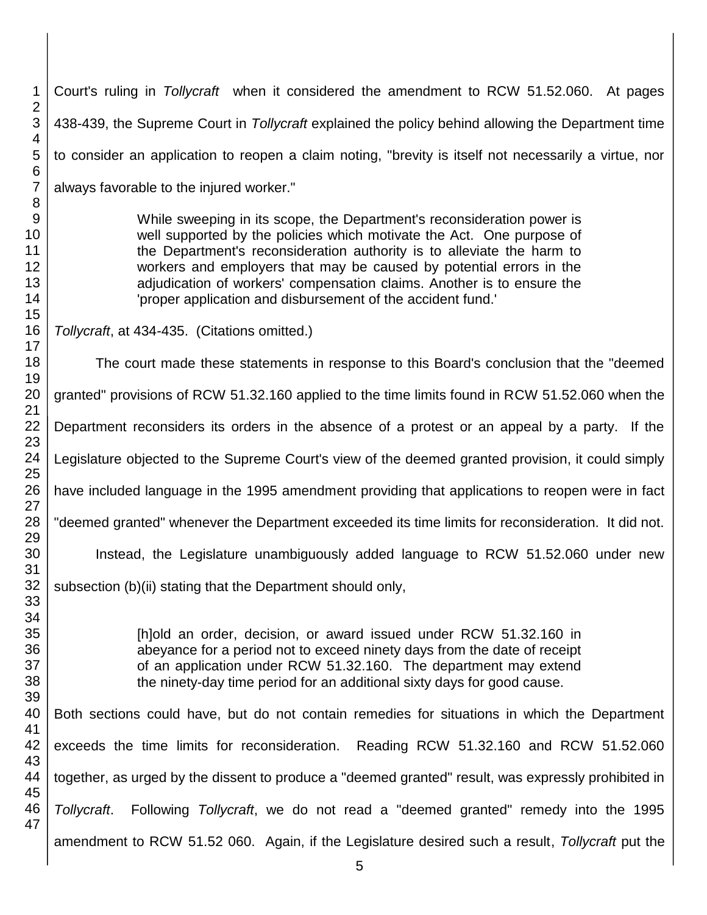Court's ruling in *Tollycraft* when it considered the amendment to RCW 51.52.060. At pages 438-439, the Supreme Court in *Tollycraft* explained the policy behind allowing the Department time to consider an application to reopen a claim noting, "brevity is itself not necessarily a virtue, nor always favorable to the injured worker."

> While sweeping in its scope, the Department's reconsideration power is well supported by the policies which motivate the Act. One purpose of the Department's reconsideration authority is to alleviate the harm to workers and employers that may be caused by potential errors in the adjudication of workers' compensation claims. Another is to ensure the 'proper application and disbursement of the accident fund.'

*Tollycraft*, at 434-435. (Citations omitted.)

The court made these statements in response to this Board's conclusion that the "deemed granted" provisions of RCW 51.32.160 applied to the time limits found in RCW 51.52.060 when the Department reconsiders its orders in the absence of a protest or an appeal by a party. If the Legislature objected to the Supreme Court's view of the deemed granted provision, it could simply have included language in the 1995 amendment providing that applications to reopen were in fact "deemed granted" whenever the Department exceeded its time limits for reconsideration. It did not.

Instead, the Legislature unambiguously added language to RCW 51.52.060 under new subsection (b)(ii) stating that the Department should only,

> [h]old an order, decision, or award issued under RCW 51.32.160 in abeyance for a period not to exceed ninety days from the date of receipt of an application under RCW 51.32.160. The department may extend the ninety-day time period for an additional sixty days for good cause.

Both sections could have, but do not contain remedies for situations in which the Department exceeds the time limits for reconsideration. Reading RCW 51.32.160 and RCW 51.52.060 together, as urged by the dissent to produce a "deemed granted" result, was expressly prohibited in *Tollycraft*. Following *Tollycraft*, we do not read a "deemed granted" remedy into the 1995 amendment to RCW 51.52 060. Again, if the Legislature desired such a result, *Tollycraft* put the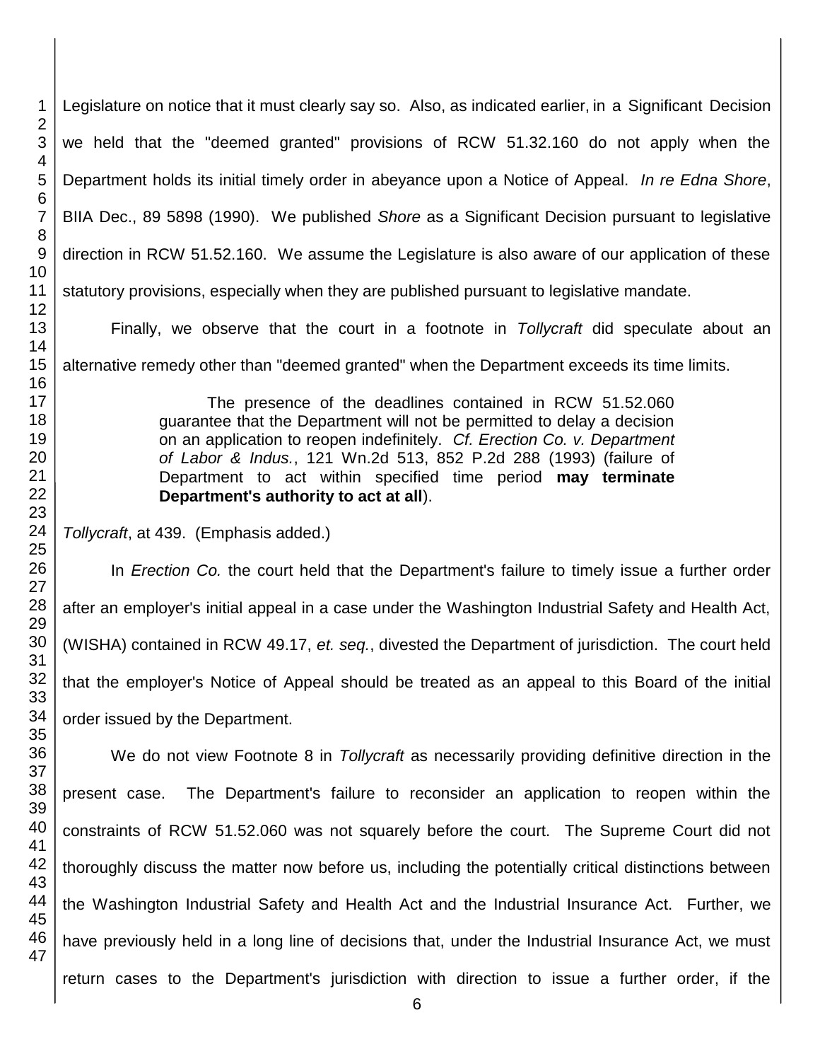Legislature on notice that it must clearly say so. Also, as indicated earlier, in a Significant Decision we held that the "deemed granted" provisions of RCW 51.32.160 do not apply when the Department holds its initial timely order in abeyance upon a Notice of Appeal. *In re Edna Shore*, BIIA Dec., 89 5898 (1990). We published *Shore* as a Significant Decision pursuant to legislative direction in RCW 51.52.160. We assume the Legislature is also aware of our application of these statutory provisions, especially when they are published pursuant to legislative mandate.

Finally, we observe that the court in a footnote in *Tollycraft* did speculate about an alternative remedy other than "deemed granted" when the Department exceeds its time limits.

> The presence of the deadlines contained in RCW 51.52.060 guarantee that the Department will not be permitted to delay a decision on an application to reopen indefinitely. *Cf. Erection Co. v. Department of Labor & Indus.*, 121 Wn.2d 513, 852 P.2d 288 (1993) (failure of Department to act within specified time period **may terminate Department's authority to act at all**).

*Tollycraft*, at 439. (Emphasis added.)

In *Erection Co.* the court held that the Department's failure to timely issue a further order after an employer's initial appeal in a case under the Washington Industrial Safety and Health Act, (WISHA) contained in RCW 49.17, *et. seq.*, divested the Department of jurisdiction. The court held that the employer's Notice of Appeal should be treated as an appeal to this Board of the initial order issued by the Department.

We do not view Footnote 8 in *Tollycraft* as necessarily providing definitive direction in the present case. The Department's failure to reconsider an application to reopen within the constraints of RCW 51.52.060 was not squarely before the court. The Supreme Court did not thoroughly discuss the matter now before us, including the potentially critical distinctions between the Washington Industrial Safety and Health Act and the Industrial Insurance Act. Further, we have previously held in a long line of decisions that, under the Industrial Insurance Act, we must return cases to the Department's jurisdiction with direction to issue a further order, if the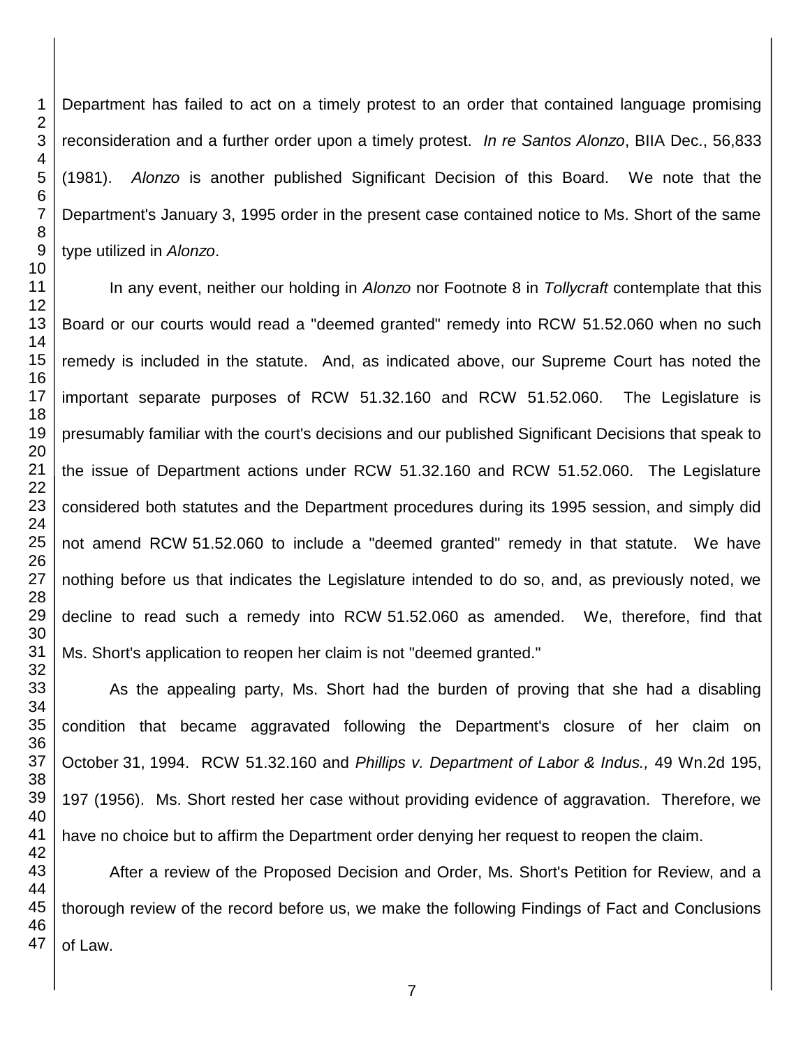Department has failed to act on a timely protest to an order that contained language promising reconsideration and a further order upon a timely protest. *In re Santos Alonzo*, BIIA Dec., 56,833 (1981). *Alonzo* is another published Significant Decision of this Board. We note that the Department's January 3, 1995 order in the present case contained notice to Ms. Short of the same type utilized in *Alonzo*.

In any event, neither our holding in *Alonzo* nor Footnote 8 in *Tollycraft* contemplate that this Board or our courts would read a "deemed granted" remedy into RCW 51.52.060 when no such remedy is included in the statute. And, as indicated above, our Supreme Court has noted the important separate purposes of RCW 51.32.160 and RCW 51.52.060. The Legislature is presumably familiar with the court's decisions and our published Significant Decisions that speak to the issue of Department actions under RCW 51.32.160 and RCW 51.52.060. The Legislature considered both statutes and the Department procedures during its 1995 session, and simply did not amend RCW 51.52.060 to include a "deemed granted" remedy in that statute. We have nothing before us that indicates the Legislature intended to do so, and, as previously noted, we decline to read such a remedy into RCW 51.52.060 as amended. We, therefore, find that Ms. Short's application to reopen her claim is not "deemed granted."

As the appealing party, Ms. Short had the burden of proving that she had a disabling condition that became aggravated following the Department's closure of her claim on October 31, 1994. RCW 51.32.160 and *Phillips v. Department of Labor & Indus.,* 49 Wn.2d 195, 197 (1956). Ms. Short rested her case without providing evidence of aggravation. Therefore, we have no choice but to affirm the Department order denying her request to reopen the claim.

After a review of the Proposed Decision and Order, Ms. Short's Petition for Review, and a thorough review of the record before us, we make the following Findings of Fact and Conclusions of Law.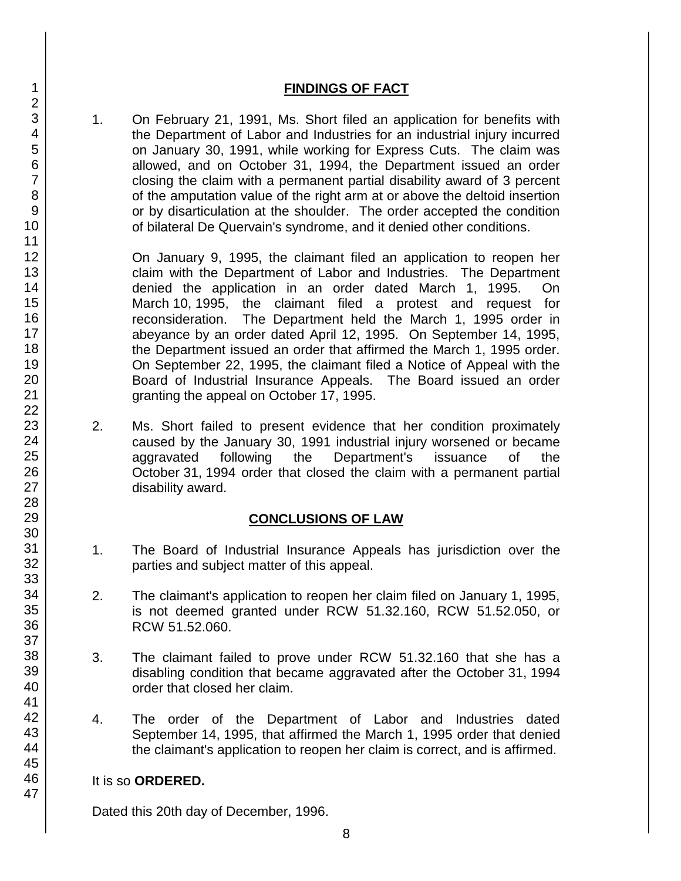## FINDINGS OF FACT

1. On February 21, 1991, Ms. Short filed an application for benefits with the Department of Labor and Industries for an industrial injury incurred on January 30, 1991, while working for Express Cuts. The claim was allowed, and on October 31, 1994, the Department issued an order closing the claim with a permanent partial disability award of 3 percent of the amputation value of the right arm at or above the deltoid insertion or by disarticulation at the shoulder. The order accepted the condition of bilateral De Quervain's syndrome, and it denied other conditions.

   On January 9, 1995, the claimant filed an application to reopen her claim with the Department of Labor and Industries. The Department denied the application in an order dated March 1, 1995. On March 10, 1995, the claimant filed a protest and request for reconsideration. The Department held the March 1, 1995 order in abeyance by an order dated April 12, 1995. On September 14, 1995, the Department issued an order that affirmed the March 1, 1995 order. On September 22, 1995, the claimant filed a Notice of Appeal with the Board of Industrial Insurance Appeals. The Board issued an order granting the appeal on October 17, 1995.

2. Ms. Short failed to present evidence that her condition proximately caused by the January 30, 1991 industrial injury worsened or became aggravated following the Department's issuance of the October 31, 1994 order that closed the claim with a permanent partial disability award.

## CONCLUSIONS OF LAW

1. The Board of Industrial Insurance Appeals has jurisdiction over the parties and subject matter of this appeal.

2. The claimant's application to reopen her claim filed on January 1, 1995, is not deemed granted under RCW 51.32.160, RCW 51.52.050, or RCW 51.52.060.

3. The claimant failed to prove under RCW 51.32.160 that she has a disabling condition that became aggravated after the October 31, 1994 order that closed her claim.

4. The order of the Department of Labor and Industries dated September 14, 1995, that affirmed the March 1, 1995 order that denied the claimant's application to reopen her claim is correct, and is affirmed.

It is so **ORDERED.**

Dated this 20th day of December, 1996.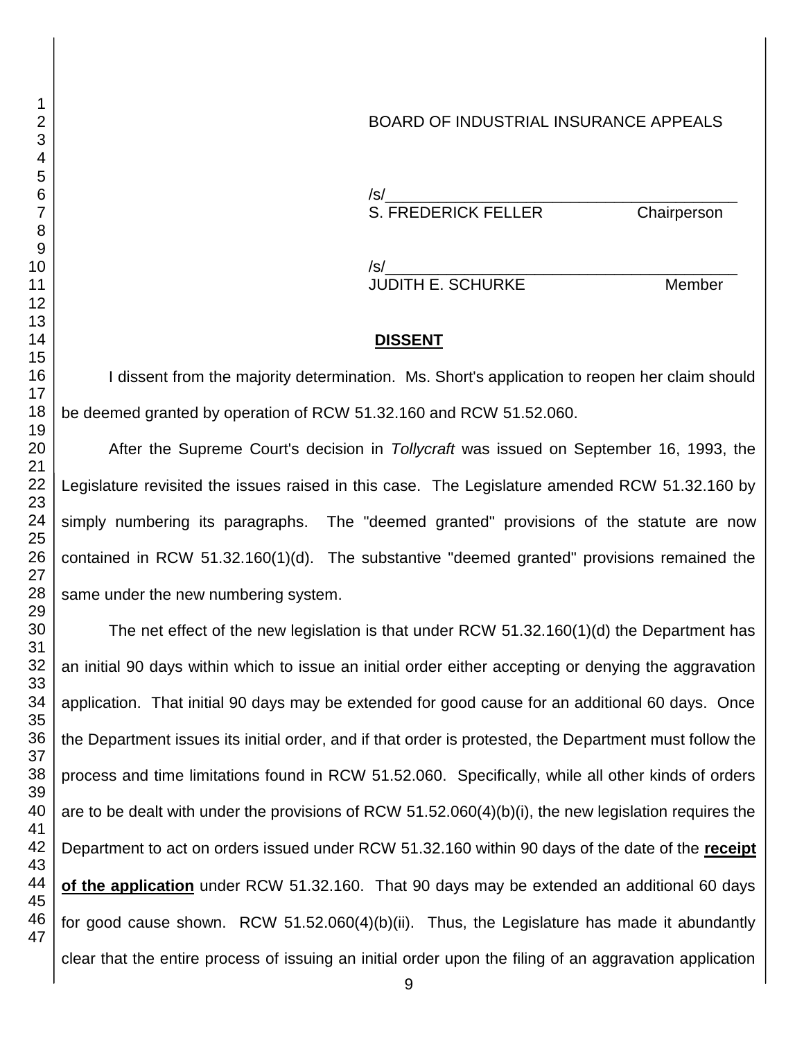BOARD OF INDUSTRIAL INSURANCE APPEALS

/s/\_\_\_\_\_\_\_\_\_\_\_\_\_\_\_\_\_\_\_\_\_\_\_\_\_\_\_\_\_\_\_\_\_\_\_\_\_\_\_\_
S. FREDERICK FELLER Chairperson

/s/\_\_\_\_\_\_\_\_\_\_\_\_\_\_\_\_\_\_\_\_\_\_\_\_\_\_\_\_\_\_\_\_\_\_\_\_\_\_\_\_
JUDITH E. SCHURKE Member

## DISSENT

I dissent from the majority determination. Ms. Short's application to reopen her claim should be deemed granted by operation of RCW 51.32.160 and RCW 51.52.060.

After the Supreme Court's decision in *Tollycraft* was issued on September 16, 1993, the Legislature revisited the issues raised in this case. The Legislature amended RCW 51.32.160 by simply numbering its paragraphs. The "deemed granted" provisions of the statute are now contained in RCW 51.32.160(1)(d). The substantive "deemed granted" provisions remained the same under the new numbering system.

The net effect of the new legislation is that under RCW 51.32.160(1)(d) the Department has an initial 90 days within which to issue an initial order either accepting or denying the aggravation application. That initial 90 days may be extended for good cause for an additional 60 days. Once the Department issues its initial order, and if that order is protested, the Department must follow the process and time limitations found in RCW 51.52.060. Specifically, while all other kinds of orders are to be dealt with under the provisions of RCW 51.52.060(4)(b)(i), the new legislation requires the Department to act on orders issued under RCW 51.32.160 within 90 days of the date of the **receipt of the application** under RCW 51.32.160. That 90 days may be extended an additional 60 days for good cause shown. RCW 51.52.060(4)(b)(ii). Thus, the Legislature has made it abundantly clear that the entire process of issuing an initial order upon the filing of an aggravation application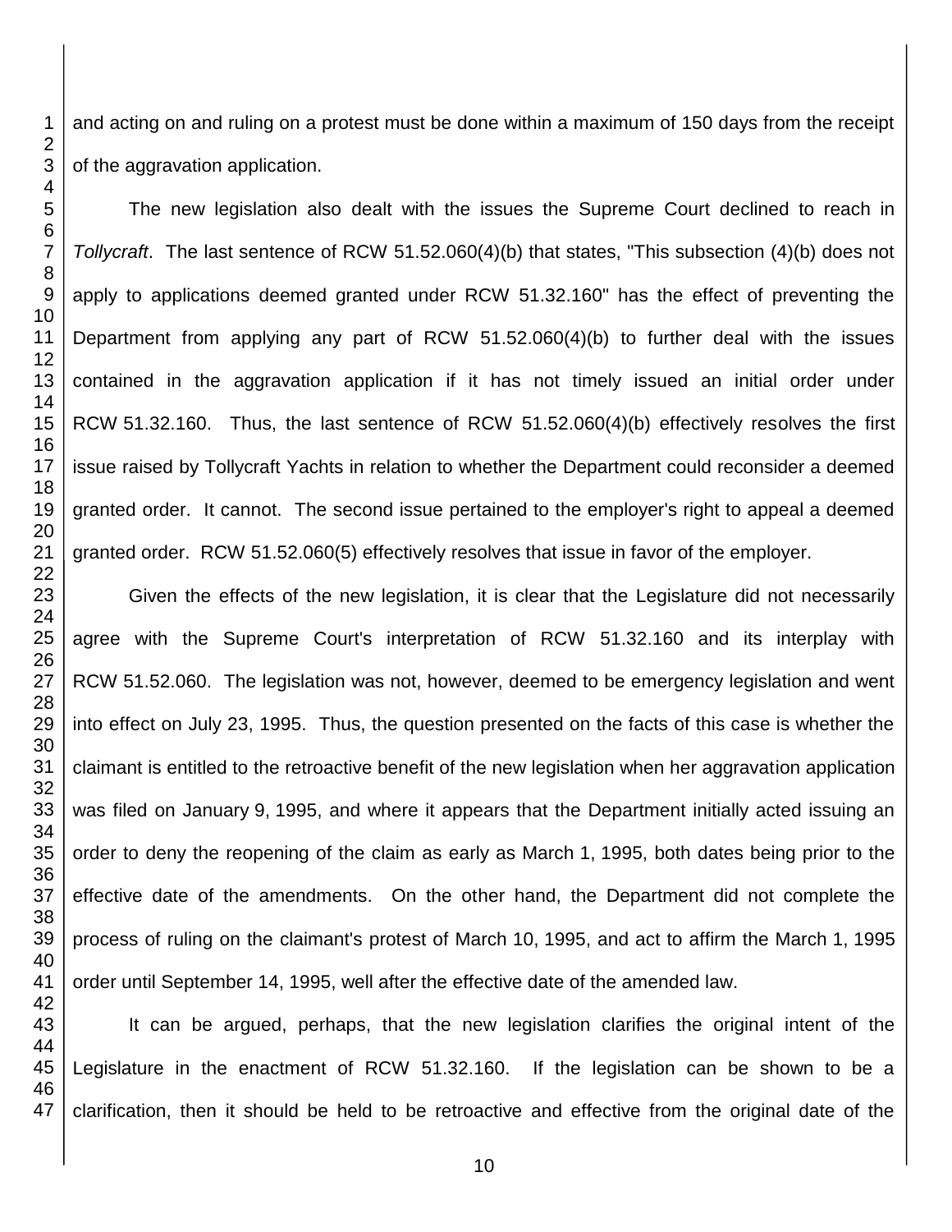and acting on and ruling on a protest must be done within a maximum of 150 days from the receipt of the aggravation application.

The new legislation also dealt with the issues the Supreme Court declined to reach in *Tollycraft*. The last sentence of RCW 51.52.060(4)(b) that states, "This subsection (4)(b) does not apply to applications deemed granted under RCW 51.32.160" has the effect of preventing the Department from applying any part of RCW 51.52.060(4)(b) to further deal with the issues contained in the aggravation application if it has not timely issued an initial order under RCW 51.32.160. Thus, the last sentence of RCW 51.52.060(4)(b) effectively resolves the first issue raised by Tollycraft Yachts in relation to whether the Department could reconsider a deemed granted order. It cannot. The second issue pertained to the employer's right to appeal a deemed granted order. RCW 51.52.060(5) effectively resolves that issue in favor of the employer.

Given the effects of the new legislation, it is clear that the Legislature did not necessarily agree with the Supreme Court's interpretation of RCW 51.32.160 and its interplay with RCW 51.52.060. The legislation was not, however, deemed to be emergency legislation and went into effect on July 23, 1995. Thus, the question presented on the facts of this case is whether the claimant is entitled to the retroactive benefit of the new legislation when her aggravation application was filed on January 9, 1995, and where it appears that the Department initially acted issuing an order to deny the reopening of the claim as early as March 1, 1995, both dates being prior to the effective date of the amendments. On the other hand, the Department did not complete the process of ruling on the claimant's protest of March 10, 1995, and act to affirm the March 1, 1995 order until September 14, 1995, well after the effective date of the amended law.

It can be argued, perhaps, that the new legislation clarifies the original intent of the Legislature in the enactment of RCW 51.32.160. If the legislation can be shown to be a clarification, then it should be held to be retroactive and effective from the original date of the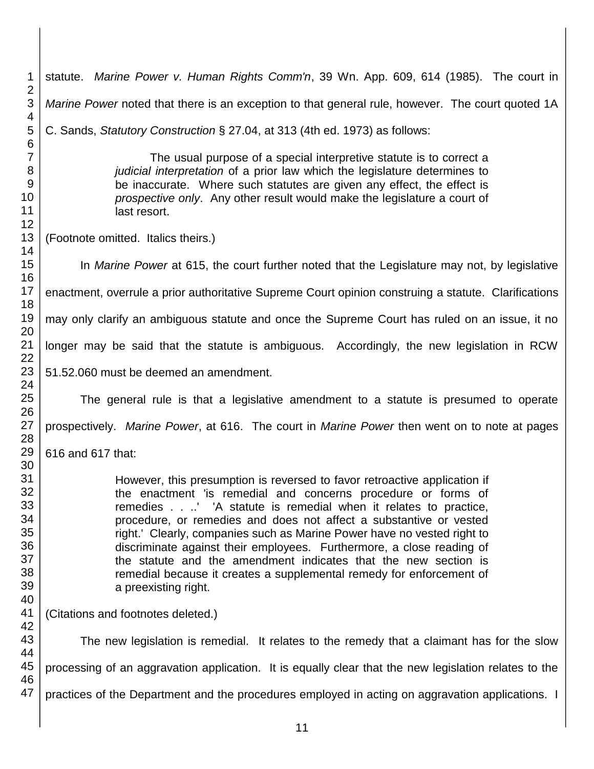statute. *Marine Power v. Human Rights Comm'n*, 39 Wn. App. 609, 614 (1985). The court in *Marine Power* noted that there is an exception to that general rule, however. The court quoted 1A C. Sands, *Statutory Construction* § 27.04, at 313 (4th ed. 1973) as follows:

> The usual purpose of a special interpretive statute is to correct a *judicial interpretation* of a prior law which the legislature determines to be inaccurate. Where such statutes are given any effect, the effect is *prospective only*. Any other result would make the legislature a court of last resort.

(Footnote omitted. Italics theirs.)

In *Marine Power* at 615, the court further noted that the Legislature may not, by legislative enactment, overrule a prior authoritative Supreme Court opinion construing a statute. Clarifications may only clarify an ambiguous statute and once the Supreme Court has ruled on an issue, it no longer may be said that the statute is ambiguous. Accordingly, the new legislation in RCW 51.52.060 must be deemed an amendment.

The general rule is that a legislative amendment to a statute is presumed to operate prospectively. *Marine Power*, at 616. The court in *Marine Power* then went on to note at pages 616 and 617 that:

> However, this presumption is reversed to favor retroactive application if the enactment 'is remedial and concerns procedure or forms of remedies . . ..' 'A statute is remedial when it relates to practice, procedure, or remedies and does not affect a substantive or vested right.' Clearly, companies such as Marine Power have no vested right to discriminate against their employees. Furthermore, a close reading of the statute and the amendment indicates that the new section is remedial because it creates a supplemental remedy for enforcement of a preexisting right.

(Citations and footnotes deleted.)

The new legislation is remedial. It relates to the remedy that a claimant has for the slow processing of an aggravation application. It is equally clear that the new legislation relates to the practices of the Department and the procedures employed in acting on aggravation applications. I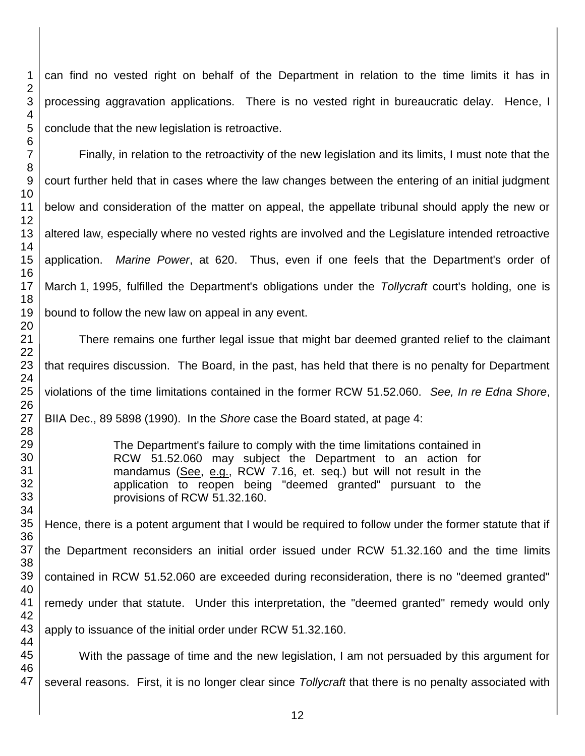can find no vested right on behalf of the Department in relation to the time limits it has in processing aggravation applications. There is no vested right in bureaucratic delay. Hence, I conclude that the new legislation is retroactive.

Finally, in relation to the retroactivity of the new legislation and its limits, I must note that the court further held that in cases where the law changes between the entering of an initial judgment below and consideration of the matter on appeal, the appellate tribunal should apply the new or altered law, especially where no vested rights are involved and the Legislature intended retroactive application. *Marine Power*, at 620. Thus, even if one feels that the Department's order of March 1, 1995, fulfilled the Department's obligations under the *Tollycraft* court's holding, one is bound to follow the new law on appeal in any event.

There remains one further legal issue that might bar deemed granted relief to the claimant that requires discussion. The Board, in the past, has held that there is no penalty for Department violations of the time limitations contained in the former RCW 51.52.060. *See, In re Edna Shore*, BIIA Dec., 89 5898 (1990). In the *Shore* case the Board stated, at page 4:

> The Department's failure to comply with the time limitations contained in RCW 51.52.060 may subject the Department to an action for mandamus (See, e.g., RCW 7.16, et. seq.) but will not result in the application to reopen being "deemed granted" pursuant to the provisions of RCW 51.32.160.

Hence, there is a potent argument that I would be required to follow under the former statute that if the Department reconsiders an initial order issued under RCW 51.32.160 and the time limits contained in RCW 51.52.060 are exceeded during reconsideration, there is no "deemed granted" remedy under that statute. Under this interpretation, the "deemed granted" remedy would only apply to issuance of the initial order under RCW 51.32.160.

With the passage of time and the new legislation, I am not persuaded by this argument for several reasons. First, it is no longer clear since *Tollycraft* that there is no penalty associated with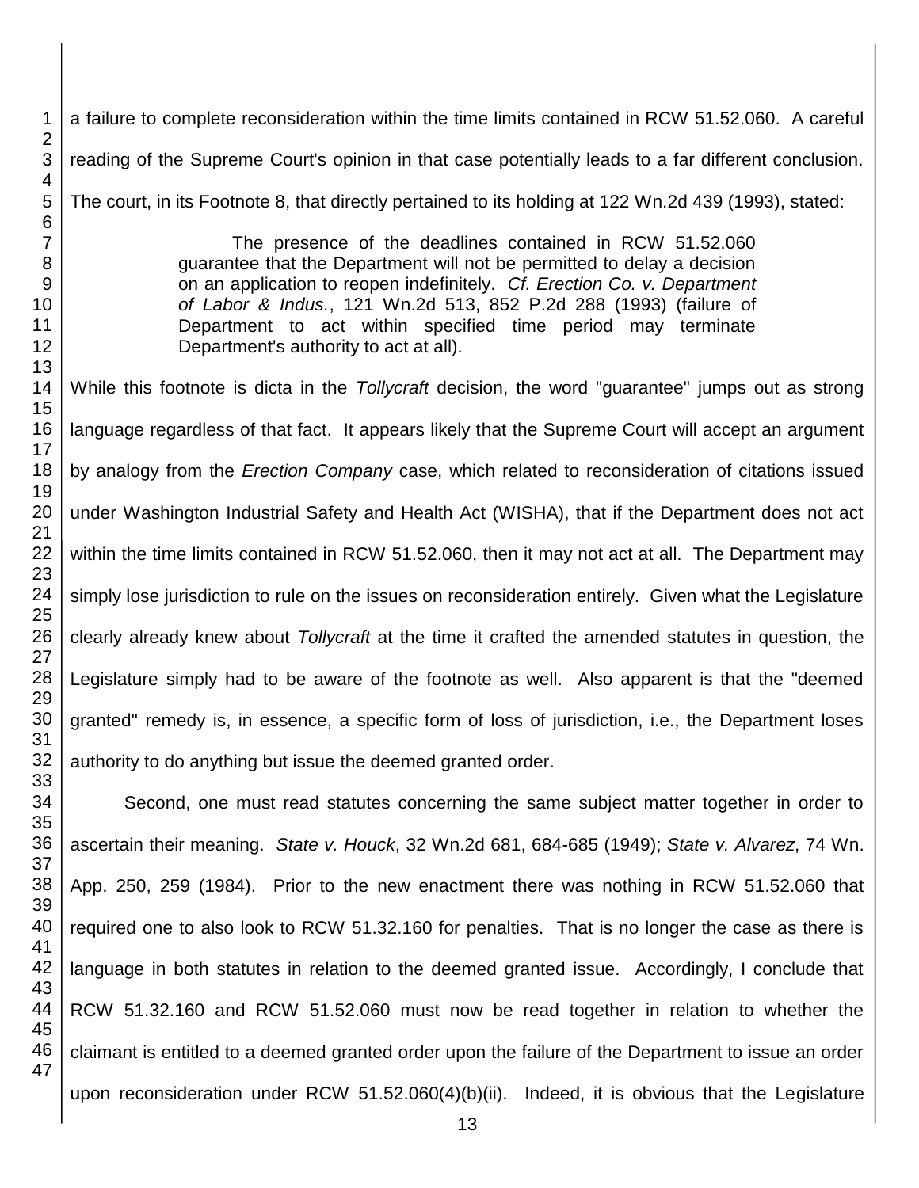a failure to complete reconsideration within the time limits contained in RCW 51.52.060. A careful reading of the Supreme Court's opinion in that case potentially leads to a far different conclusion. The court, in its Footnote 8, that directly pertained to its holding at 122 Wn.2d 439 (1993), stated:

> The presence of the deadlines contained in RCW 51.52.060 guarantee that the Department will not be permitted to delay a decision on an application to reopen indefinitely. *Cf. Erection Co. v. Department of Labor & Indus.*, 121 Wn.2d 513, 852 P.2d 288 (1993) (failure of Department to act within specified time period may terminate Department's authority to act at all).

While this footnote is dicta in the *Tollycraft* decision, the word "guarantee" jumps out as strong language regardless of that fact. It appears likely that the Supreme Court will accept an argument by analogy from the *Erection Company* case, which related to reconsideration of citations issued under Washington Industrial Safety and Health Act (WISHA), that if the Department does not act within the time limits contained in RCW 51.52.060, then it may not act at all. The Department may simply lose jurisdiction to rule on the issues on reconsideration entirely. Given what the Legislature clearly already knew about *Tollycraft* at the time it crafted the amended statutes in question, the Legislature simply had to be aware of the footnote as well. Also apparent is that the "deemed granted" remedy is, in essence, a specific form of loss of jurisdiction, i.e., the Department loses authority to do anything but issue the deemed granted order.

Second, one must read statutes concerning the same subject matter together in order to ascertain their meaning. *State v. Houck*, 32 Wn.2d 681, 684-685 (1949); *State v. Alvarez*, 74 Wn. App. 250, 259 (1984). Prior to the new enactment there was nothing in RCW 51.52.060 that required one to also look to RCW 51.32.160 for penalties. That is no longer the case as there is language in both statutes in relation to the deemed granted issue. Accordingly, I conclude that RCW 51.32.160 and RCW 51.52.060 must now be read together in relation to whether the claimant is entitled to a deemed granted order upon the failure of the Department to issue an order upon reconsideration under RCW 51.52.060(4)(b)(ii). Indeed, it is obvious that the Legislature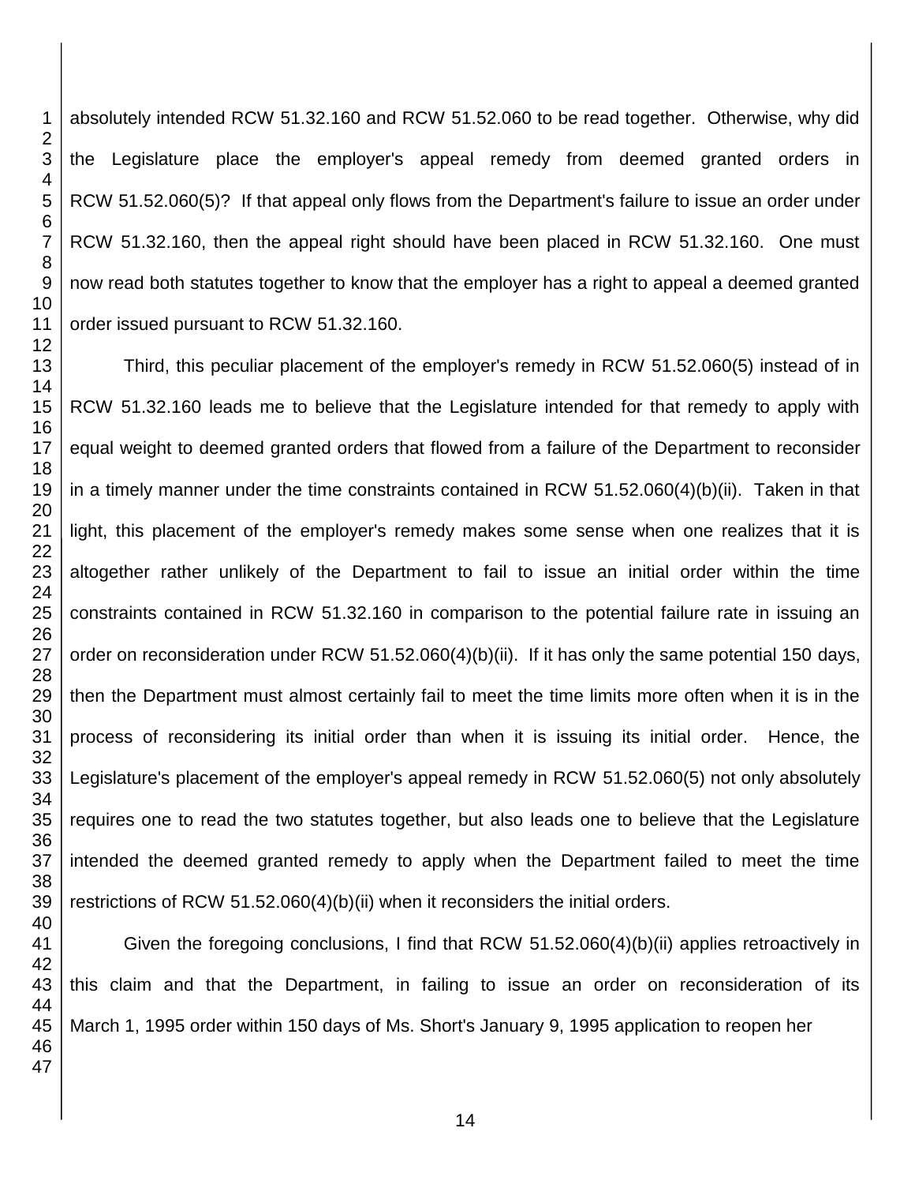absolutely intended RCW 51.32.160 and RCW 51.52.060 to be read together. Otherwise, why did the Legislature place the employer's appeal remedy from deemed granted orders in RCW 51.52.060(5)? If that appeal only flows from the Department's failure to issue an order under RCW 51.32.160, then the appeal right should have been placed in RCW 51.32.160. One must now read both statutes together to know that the employer has a right to appeal a deemed granted order issued pursuant to RCW 51.32.160.

Third, this peculiar placement of the employer's remedy in RCW 51.52.060(5) instead of in RCW 51.32.160 leads me to believe that the Legislature intended for that remedy to apply with equal weight to deemed granted orders that flowed from a failure of the Department to reconsider in a timely manner under the time constraints contained in RCW 51.52.060(4)(b)(ii). Taken in that light, this placement of the employer's remedy makes some sense when one realizes that it is altogether rather unlikely of the Department to fail to issue an initial order within the time constraints contained in RCW 51.32.160 in comparison to the potential failure rate in issuing an order on reconsideration under RCW 51.52.060(4)(b)(ii). If it has only the same potential 150 days, then the Department must almost certainly fail to meet the time limits more often when it is in the process of reconsidering its initial order than when it is issuing its initial order. Hence, the Legislature's placement of the employer's appeal remedy in RCW 51.52.060(5) not only absolutely requires one to read the two statutes together, but also leads one to believe that the Legislature intended the deemed granted remedy to apply when the Department failed to meet the time restrictions of RCW 51.52.060(4)(b)(ii) when it reconsiders the initial orders.

Given the foregoing conclusions, I find that RCW 51.52.060(4)(b)(ii) applies retroactively in this claim and that the Department, in failing to issue an order on reconsideration of its March 1, 1995 order within 150 days of Ms. Short's January 9, 1995 application to reopen her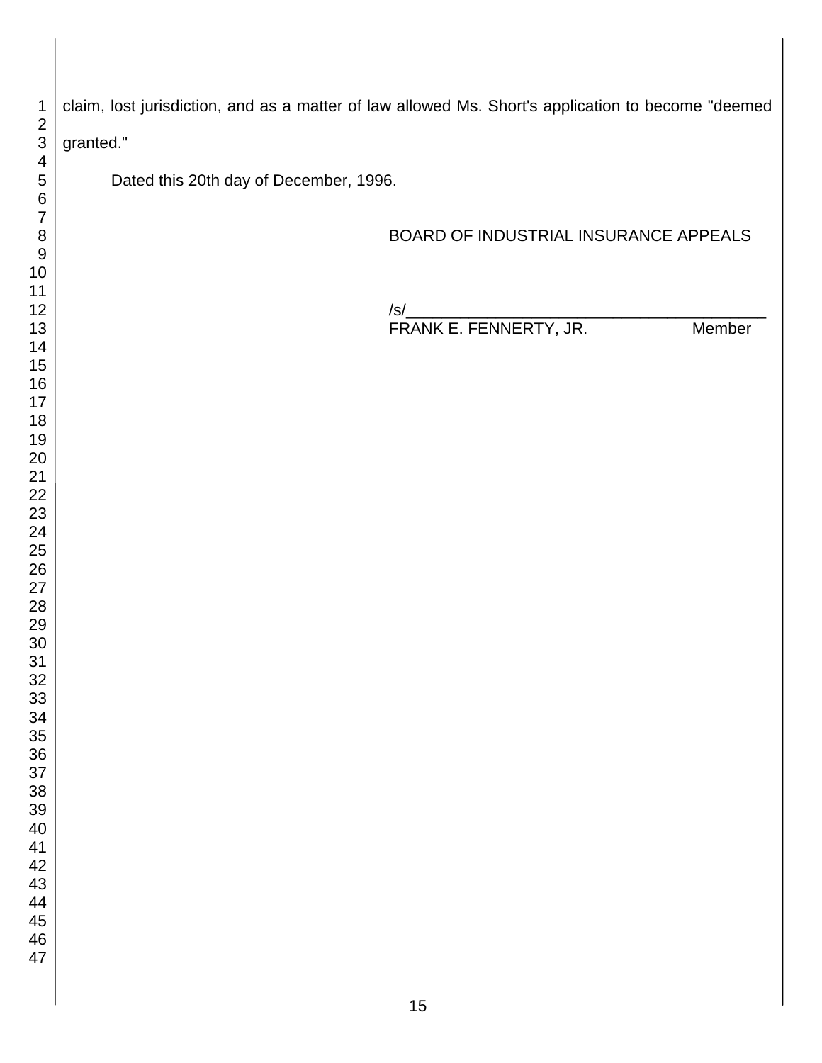claim, lost jurisdiction, and as a matter of law allowed Ms. Short's application to become "deemed granted."

Dated this 20th day of December, 1996.

BOARD OF INDUSTRIAL INSURANCE APPEALS

/s/\_\_\_\_\_\_\_\_\_\_\_\_\_\_\_\_\_\_\_\_\_\_\_\_\_\_\_\_\_\_\_\_\_\_\_\_\_\_\_\_
FRANK E. FENNERTY, JR. Member